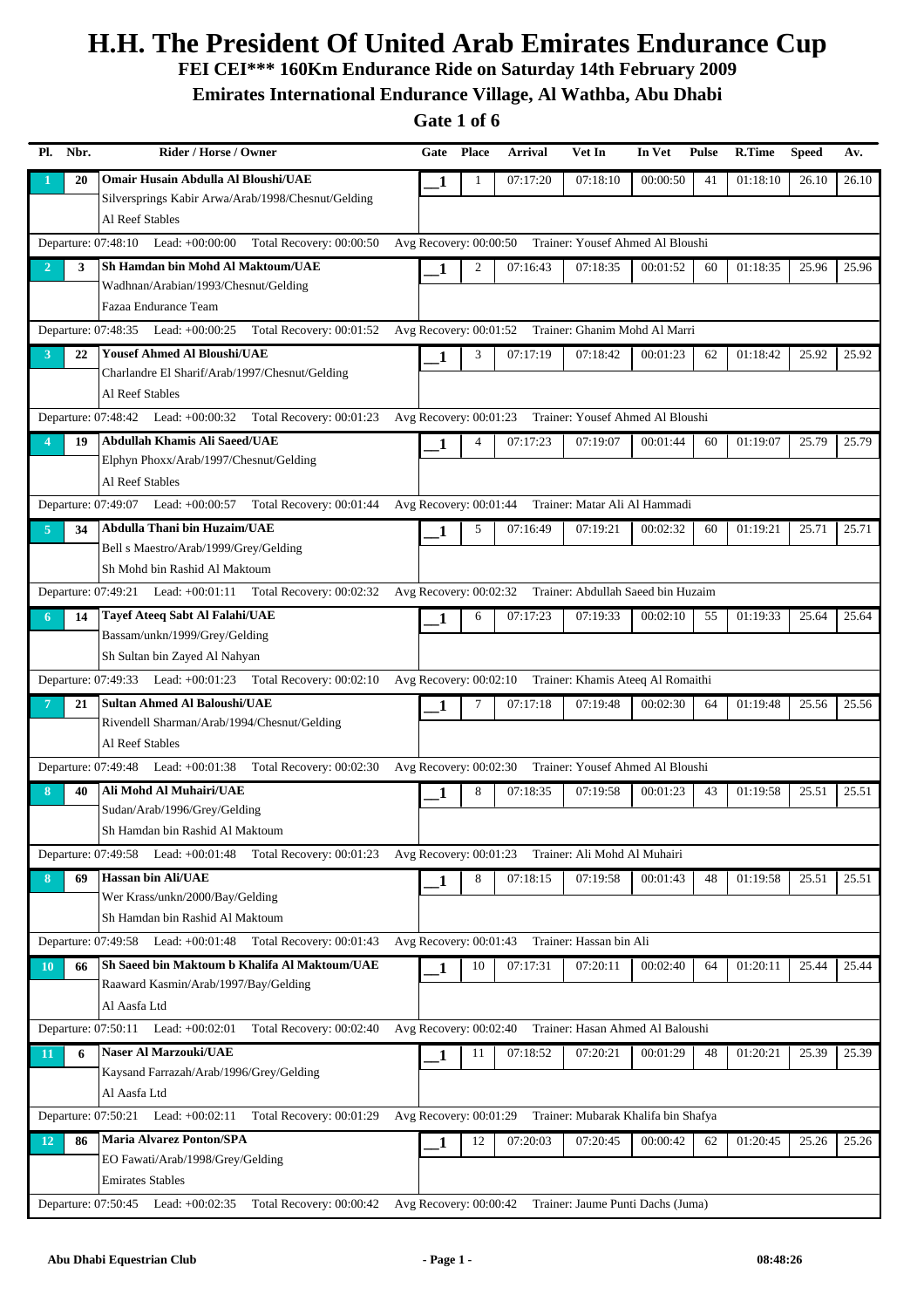# H.H. The President Of United Arab Emirates Endurance Cup

## FEI CEI*** 160Km Endurance Ride on Saturday 14th February 2009

## Emirates International Endurance Village, Al Wathba, Abu Dhabi

### Gate 1 of 6

| Pl. | Nbr. | Rider / Horse / Owner | Gate | Place | Arrival | Vet In | In Vet | Pulse | R.Time | Speed | Av. |
|---|---|---|---|---|---|---|---|---|---|---|---|
| 1 | 20 | **Omair Husain Abdulla Al Bloushi/UAE**<br>Silversprings Kabir Arwa/Arab/1998/Chesnut/Gelding<br>Al Reef Stables | 1 | 1 | 07:17:20 | 07:18:10 | 00:00:50 | 41 | 01:18:10 | 26.10 | 26.10 |
| | | Departure: 07:48:10 Lead: +00:00:00 Total Recovery: 00:00:50 | Avg Recovery: 00:00:50 Trainer: Yousef Ahmed Al Bloushi | | | | | | | | |
| 2 | 3 | **Sh Hamdan bin Mohd Al Maktoum/UAE**<br>Wadhnan/Arabian/1993/Chesnut/Gelding<br>Fazaa Endurance Team | 1 | 2 | 07:16:43 | 07:18:35 | 00:01:52 | 60 | 01:18:35 | 25.96 | 25.96 |
| | | Departure: 07:48:35 Lead: +00:00:25 Total Recovery: 00:01:52 | Avg Recovery: 00:01:52 Trainer: Ghanim Mohd Al Marri | | | | | | | | |
| 3 | 22 | **Yousef Ahmed Al Bloushi/UAE**<br>Charlandre El Sharif/Arab/1997/Chesnut/Gelding<br>Al Reef Stables | 1 | 3 | 07:17:19 | 07:18:42 | 00:01:23 | 62 | 01:18:42 | 25.92 | 25.92 |
| | | Departure: 07:48:42 Lead: +00:00:32 Total Recovery: 00:01:23 | Avg Recovery: 00:01:23 Trainer: Yousef Ahmed Al Bloushi | | | | | | | | |
| 4 | 19 | **Abdullah Khamis Ali Saeed/UAE**<br>Elphyn Phoxx/Arab/1997/Chesnut/Gelding<br>Al Reef Stables | 1 | 4 | 07:17:23 | 07:19:07 | 00:01:44 | 60 | 01:19:07 | 25.79 | 25.79 |
| | | Departure: 07:49:07 Lead: +00:00:57 Total Recovery: 00:01:44 | Avg Recovery: 00:01:44 Trainer: Matar Ali Al Hammadi | | | | | | | | |
| 5 | 34 | **Abdulla Thani bin Huzaim/UAE**<br>Bell s Maestro/Arab/1999/Grey/Gelding<br>Sh Mohd bin Rashid Al Maktoum | 1 | 5 | 07:16:49 | 07:19:21 | 00:02:32 | 60 | 01:19:21 | 25.71 | 25.71 |
| | | Departure: 07:49:21 Lead: +00:01:11 Total Recovery: 00:02:32 | Avg Recovery: 00:02:32 Trainer: Abdullah Saeed bin Huzaim | | | | | | | | |
| 6 | 14 | **Tayef Ateeq Sabt Al Falahi/UAE**<br>Bassam/unkn/1999/Grey/Gelding<br>Sh Sultan bin Zayed Al Nahyan | 1 | 6 | 07:17:23 | 07:19:33 | 00:02:10 | 55 | 01:19:33 | 25.64 | 25.64 |
| | | Departure: 07:49:33 Lead: +00:01:23 Total Recovery: 00:02:10 | Avg Recovery: 00:02:10 Trainer: Khamis Ateeq Al Romaithi | | | | | | | | |
| 7 | 21 | **Sultan Ahmed Al Baloushi/UAE**<br>Rivendell Sharman/Arab/1994/Chesnut/Gelding<br>Al Reef Stables | 1 | 7 | 07:17:18 | 07:19:48 | 00:02:30 | 64 | 01:19:48 | 25.56 | 25.56 |
| | | Departure: 07:49:48 Lead: +00:01:38 Total Recovery: 00:02:30 | Avg Recovery: 00:02:30 Trainer: Yousef Ahmed Al Bloushi | | | | | | | | |
| 8 | 40 | **Ali Mohd Al Muhairi/UAE**<br>Sudan/Arab/1996/Grey/Gelding<br>Sh Hamdan bin Rashid Al Maktoum | 1 | 8 | 07:18:35 | 07:19:58 | 00:01:23 | 43 | 01:19:58 | 25.51 | 25.51 |
| | | Departure: 07:49:58 Lead: +00:01:48 Total Recovery: 00:01:23 | Avg Recovery: 00:01:23 Trainer: Ali Mohd Al Muhairi | | | | | | | | |
| 8 | 69 | **Hassan bin Ali/UAE**<br>Wer Krass/unkn/2000/Bay/Gelding<br>Sh Hamdan bin Rashid Al Maktoum | 1 | 8 | 07:18:15 | 07:19:58 | 00:01:43 | 48 | 01:19:58 | 25.51 | 25.51 |
| | | Departure: 07:49:58 Lead: +00:01:48 Total Recovery: 00:01:43 | Avg Recovery: 00:01:43 Trainer: Hassan bin Ali | | | | | | | | |
| 10 | 66 | **Sh Saeed bin Maktoum b Khalifa Al Maktoum/UAE**<br>Raaward Kasmin/Arab/1997/Bay/Gelding<br>Al Aasfa Ltd | 1 | 10 | 07:17:31 | 07:20:11 | 00:02:40 | 64 | 01:20:11 | 25.44 | 25.44 |
| | | Departure: 07:50:11 Lead: +00:02:01 Total Recovery: 00:02:40 | Avg Recovery: 00:02:40 Trainer: Hasan Ahmed Al Baloushi | | | | | | | | |
| 11 | 6 | **Naser Al Marzouki/UAE**<br>Kaysand Farrazah/Arab/1996/Grey/Gelding<br>Al Aasfa Ltd | 1 | 11 | 07:18:52 | 07:20:21 | 00:01:29 | 48 | 01:20:21 | 25.39 | 25.39 |
| | | Departure: 07:50:21 Lead: +00:02:11 Total Recovery: 00:01:29 | Avg Recovery: 00:01:29 Trainer: Mubarak Khalifa bin Shafya | | | | | | | | |
| 12 | 86 | **Maria Alvarez Ponton/SPA**<br>EO Fawati/Arab/1998/Grey/Gelding<br>Emirates Stables | 1 | 12 | 07:20:03 | 07:20:45 | 00:00:42 | 62 | 01:20:45 | 25.26 | 25.26 |
| | | Departure: 07:50:45 Lead: +00:02:35 Total Recovery: 00:00:42 | Avg Recovery: 00:00:42 Trainer: Jaume Punti Dachs (Juma) | | | | | | | | |

Abu Dhabi Equestrian Club — 08:48:26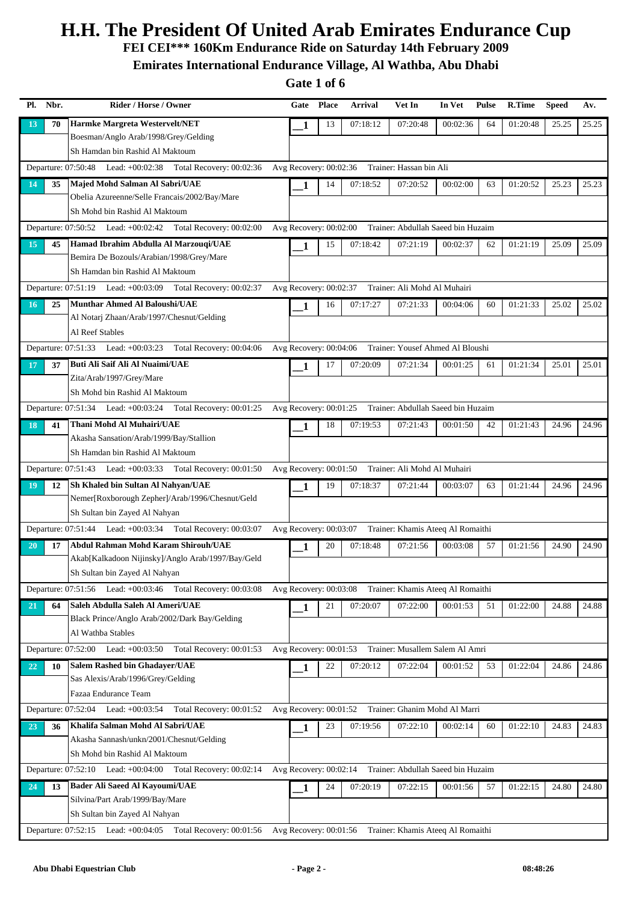# H.H. The President Of United Arab Emirates Endurance Cup

## FEI CEI*** 160Km Endurance Ride on Saturday 14th February 2009

## Emirates International Endurance Village, Al Wathba, Abu Dhabi

### Gate 1 of 6

| Pl. | Nbr. | Rider / Horse / Owner | Gate | Place | Arrival | Vet In | In Vet | Pulse | R.Time | Speed | Av. |
|---|---|---|---|---|---|---|---|---|---|---|---|
| 13 | 70 | **Harmke Margreta Westervelt/NET**<br>Boesman/Anglo Arab/1998/Grey/Gelding<br>Sh Hamdan bin Rashid Al Maktoum | 1 | 13 | 07:18:12 | 07:20:48 | 00:02:36 | 64 | 01:20:48 | 25.25 | 25.25 |
| | | Departure: 07:50:48 Lead: +00:02:38 Total Recovery: 00:02:36 | Avg Recovery: 00:02:36 | Trainer: Hassan bin Ali | | | | | | | |
| 14 | 35 | **Majed Mohd Salman Al Sabri/UAE**<br>Obelia Azureenne/Selle Francais/2002/Bay/Mare<br>Sh Mohd bin Rashid Al Maktoum | 1 | 14 | 07:18:52 | 07:20:52 | 00:02:00 | 63 | 01:20:52 | 25.23 | 25.23 |
| | | Departure: 07:50:52 Lead: +00:02:42 Total Recovery: 00:02:00 | Avg Recovery: 00:02:00 | Trainer: Abdullah Saeed bin Huzaim | | | | | | | |
| 15 | 45 | **Hamad Ibrahim Abdulla Al Marzouqi/UAE**<br>Bemira De Bozouls/Arabian/1998/Grey/Mare<br>Sh Hamdan bin Rashid Al Maktoum | 1 | 15 | 07:18:42 | 07:21:19 | 00:02:37 | 62 | 01:21:19 | 25.09 | 25.09 |
| | | Departure: 07:51:19 Lead: +00:03:09 Total Recovery: 00:02:37 | Avg Recovery: 00:02:37 | Trainer: Ali Mohd Al Muhairi | | | | | | | |
| 16 | 25 | **Munthar Ahmed Al Baloushi/UAE**<br>Al Notarj Zhaan/Arab/1997/Chesnut/Gelding<br>Al Reef Stables | 1 | 16 | 07:17:27 | 07:21:33 | 00:04:06 | 60 | 01:21:33 | 25.02 | 25.02 |
| | | Departure: 07:51:33 Lead: +00:03:23 Total Recovery: 00:04:06 | Avg Recovery: 00:04:06 | Trainer: Yousef Ahmed Al Bloushi | | | | | | | |
| 17 | 37 | **Buti Ali Saif Ali Al Nuaimi/UAE**<br>Zita/Arab/1997/Grey/Mare<br>Sh Mohd bin Rashid Al Maktoum | 1 | 17 | 07:20:09 | 07:21:34 | 00:01:25 | 61 | 01:21:34 | 25.01 | 25.01 |
| | | Departure: 07:51:34 Lead: +00:03:24 Total Recovery: 00:01:25 | Avg Recovery: 00:01:25 | Trainer: Abdullah Saeed bin Huzaim | | | | | | | |
| 18 | 41 | **Thani Mohd Al Muhairi/UAE**<br>Akasha Sansation/Arab/1999/Bay/Stallion<br>Sh Hamdan bin Rashid Al Maktoum | 1 | 18 | 07:19:53 | 07:21:43 | 00:01:50 | 42 | 01:21:43 | 24.96 | 24.96 |
| | | Departure: 07:51:43 Lead: +00:03:33 Total Recovery: 00:01:50 | Avg Recovery: 00:01:50 | Trainer: Ali Mohd Al Muhairi | | | | | | | |
| 19 | 12 | **Sh Khaled bin Sultan Al Nahyan/UAE**<br>Nemer[Roxborough Zepher]/Arab/1996/Chesnut/Geld<br>Sh Sultan bin Zayed Al Nahyan | 1 | 19 | 07:18:37 | 07:21:44 | 00:03:07 | 63 | 01:21:44 | 24.96 | 24.96 |
| | | Departure: 07:51:44 Lead: +00:03:34 Total Recovery: 00:03:07 | Avg Recovery: 00:03:07 | Trainer: Khamis Ateeq Al Romaithi | | | | | | | |
| 20 | 17 | **Abdul Rahman Mohd Karam Shirouh/UAE**<br>Akab[Kalkadoon Nijinsky]/Anglo Arab/1997/Bay/Geld<br>Sh Sultan bin Zayed Al Nahyan | 1 | 20 | 07:18:48 | 07:21:56 | 00:03:08 | 57 | 01:21:56 | 24.90 | 24.90 |
| | | Departure: 07:51:56 Lead: +00:03:46 Total Recovery: 00:03:08 | Avg Recovery: 00:03:08 | Trainer: Khamis Ateeq Al Romaithi | | | | | | | |
| 21 | 64 | **Saleh Abdulla Saleh Al Ameri/UAE**<br>Black Prince/Anglo Arab/2002/Dark Bay/Gelding<br>Al Wathba Stables | 1 | 21 | 07:20:07 | 07:22:00 | 00:01:53 | 51 | 01:22:00 | 24.88 | 24.88 |
| | | Departure: 07:52:00 Lead: +00:03:50 Total Recovery: 00:01:53 | Avg Recovery: 00:01:53 | Trainer: Musallem Salem Al Amri | | | | | | | |
| 22 | 10 | **Salem Rashed bin Ghadayer/UAE**<br>Sas Alexis/Arab/1996/Grey/Gelding<br>Fazaa Endurance Team | 1 | 22 | 07:20:12 | 07:22:04 | 00:01:52 | 53 | 01:22:04 | 24.86 | 24.86 |
| | | Departure: 07:52:04 Lead: +00:03:54 Total Recovery: 00:01:52 | Avg Recovery: 00:01:52 | Trainer: Ghanim Mohd Al Marri | | | | | | | |
| 23 | 36 | **Khalifa Salman Mohd Al Sabri/UAE**<br>Akasha Sannash/unkn/2001/Chesnut/Gelding<br>Sh Mohd bin Rashid Al Maktoum | 1 | 23 | 07:19:56 | 07:22:10 | 00:02:14 | 60 | 01:22:10 | 24.83 | 24.83 |
| | | Departure: 07:52:10 Lead: +00:04:00 Total Recovery: 00:02:14 | Avg Recovery: 00:02:14 | Trainer: Abdullah Saeed bin Huzaim | | | | | | | |
| 24 | 13 | **Bader Ali Saeed Al Kayoumi/UAE**<br>Silvina/Part Arab/1999/Bay/Mare<br>Sh Sultan bin Zayed Al Nahyan | 1 | 24 | 07:20:19 | 07:22:15 | 00:01:56 | 57 | 01:22:15 | 24.80 | 24.80 |
| | | Departure: 07:52:15 Lead: +00:04:05 Total Recovery: 00:01:56 | Avg Recovery: 00:01:56 | Trainer: Khamis Ateeq Al Romaithi | | | | | | | |

Abu Dhabi Equestrian Club | 08:48:26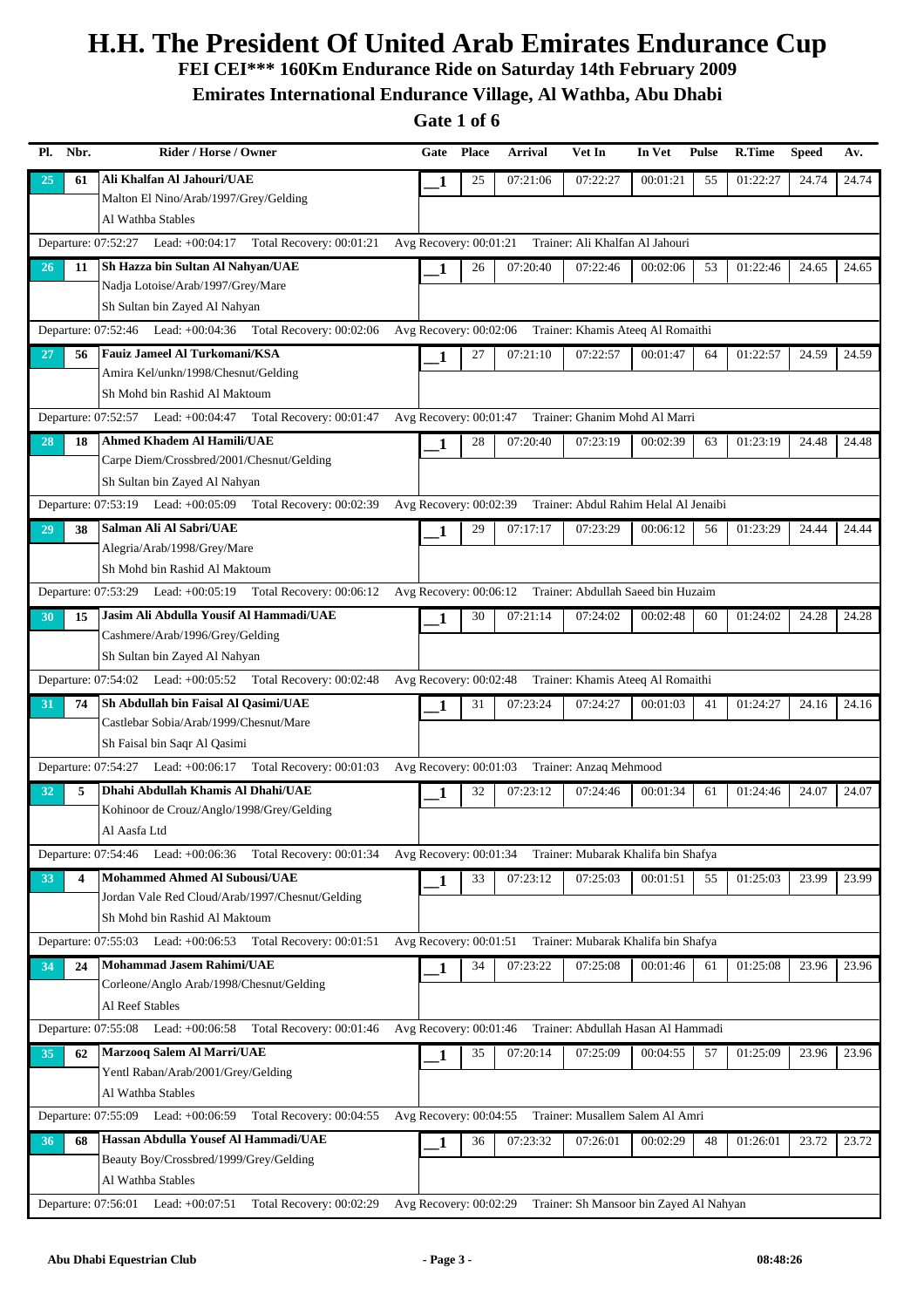# H.H. The President Of United Arab Emirates Endurance Cup

## FEI CEI*** 160Km Endurance Ride on Saturday 14th February 2009

## Emirates International Endurance Village, Al Wathba, Abu Dhabi

### Gate 1 of 6

| Pl. | Nbr. | Rider / Horse / Owner | Gate | Place | Arrival | Vet In | In Vet | Pulse | R.Time | Speed | Av. |
|---|---|---|---|---|---|---|---|---|---|---|---|
| 25 | 61 | **Ali Khalfan Al Jahouri/UAE**<br>Malton El Nino/Arab/1997/Grey/Gelding<br>Al Wathba Stables | 1 | 25 | 07:21:06 | 07:22:27 | 00:01:21 | 55 | 01:22:27 | 24.74 | 24.74 |
| | | Departure: 07:52:27 Lead: +00:04:17 Total Recovery: 00:01:21 | Avg Recovery: 00:01:21 | | Trainer: Ali Khalfan Al Jahouri | | | | | | |
| 26 | 11 | **Sh Hazza bin Sultan Al Nahyan/UAE**<br>Nadja Lotoise/Arab/1997/Grey/Mare<br>Sh Sultan bin Zayed Al Nahyan | 1 | 26 | 07:20:40 | 07:22:46 | 00:02:06 | 53 | 01:22:46 | 24.65 | 24.65 |
| | | Departure: 07:52:46 Lead: +00:04:36 Total Recovery: 00:02:06 | Avg Recovery: 00:02:06 | | Trainer: Khamis Ateeq Al Romaithi | | | | | | |
| 27 | 56 | **Fauiz Jameel Al Turkomani/KSA**<br>Amira Kel/unkn/1998/Chesnut/Gelding<br>Sh Mohd bin Rashid Al Maktoum | 1 | 27 | 07:21:10 | 07:22:57 | 00:01:47 | 64 | 01:22:57 | 24.59 | 24.59 |
| | | Departure: 07:52:57 Lead: +00:04:47 Total Recovery: 00:01:47 | Avg Recovery: 00:01:47 | | Trainer: Ghanim Mohd Al Marri | | | | | | |
| 28 | 18 | **Ahmed Khadem Al Hamili/UAE**<br>Carpe Diem/Crossbred/2001/Chesnut/Gelding<br>Sh Sultan bin Zayed Al Nahyan | 1 | 28 | 07:20:40 | 07:23:19 | 00:02:39 | 63 | 01:23:19 | 24.48 | 24.48 |
| | | Departure: 07:53:19 Lead: +00:05:09 Total Recovery: 00:02:39 | Avg Recovery: 00:02:39 | | Trainer: Abdul Rahim Helal Al Jenaibi | | | | | | |
| 29 | 38 | **Salman Ali Al Sabri/UAE**<br>Alegria/Arab/1998/Grey/Mare<br>Sh Mohd bin Rashid Al Maktoum | 1 | 29 | 07:17:17 | 07:23:29 | 00:06:12 | 56 | 01:23:29 | 24.44 | 24.44 |
| | | Departure: 07:53:29 Lead: +00:05:19 Total Recovery: 00:06:12 | Avg Recovery: 00:06:12 | | Trainer: Abdullah Saeed bin Huzaim | | | | | | |
| 30 | 15 | **Jasim Ali Abdulla Yousif Al Hammadi/UAE**<br>Cashmere/Arab/1996/Grey/Gelding<br>Sh Sultan bin Zayed Al Nahyan | 1 | 30 | 07:21:14 | 07:24:02 | 00:02:48 | 60 | 01:24:02 | 24.28 | 24.28 |
| | | Departure: 07:54:02 Lead: +00:05:52 Total Recovery: 00:02:48 | Avg Recovery: 00:02:48 | | Trainer: Khamis Ateeq Al Romaithi | | | | | | |
| 31 | 74 | **Sh Abdullah bin Faisal Al Qasimi/UAE**<br>Castlebar Sobia/Arab/1999/Chesnut/Mare<br>Sh Faisal bin Saqr Al Qasimi | 1 | 31 | 07:23:24 | 07:24:27 | 00:01:03 | 41 | 01:24:27 | 24.16 | 24.16 |
| | | Departure: 07:54:27 Lead: +00:06:17 Total Recovery: 00:01:03 | Avg Recovery: 00:01:03 | | Trainer: Anzaq Mehmood | | | | | | |
| 32 | 5 | **Dhahi Abdullah Khamis Al Dhahi/UAE**<br>Kohinoor de Crouz/Anglo/1998/Grey/Gelding<br>Al Aasfa Ltd | 1 | 32 | 07:23:12 | 07:24:46 | 00:01:34 | 61 | 01:24:46 | 24.07 | 24.07 |
| | | Departure: 07:54:46 Lead: +00:06:36 Total Recovery: 00:01:34 | Avg Recovery: 00:01:34 | | Trainer: Mubarak Khalifa bin Shafya | | | | | | |
| 33 | 4 | **Mohammed Ahmed Al Subousi/UAE**<br>Jordan Vale Red Cloud/Arab/1997/Chesnut/Gelding<br>Sh Mohd bin Rashid Al Maktoum | 1 | 33 | 07:23:12 | 07:25:03 | 00:01:51 | 55 | 01:25:03 | 23.99 | 23.99 |
| | | Departure: 07:55:03 Lead: +00:06:53 Total Recovery: 00:01:51 | Avg Recovery: 00:01:51 | | Trainer: Mubarak Khalifa bin Shafya | | | | | | |
| 34 | 24 | **Mohammad Jasem Rahimi/UAE**<br>Corleone/Anglo Arab/1998/Chesnut/Gelding<br>Al Reef Stables | 1 | 34 | 07:23:22 | 07:25:08 | 00:01:46 | 61 | 01:25:08 | 23.96 | 23.96 |
| | | Departure: 07:55:08 Lead: +00:06:58 Total Recovery: 00:01:46 | Avg Recovery: 00:01:46 | | Trainer: Abdullah Hasan Al Hammadi | | | | | | |
| 35 | 62 | **Marzooq Salem Al Marri/UAE**<br>Yentl Raban/Arab/2001/Grey/Gelding<br>Al Wathba Stables | 1 | 35 | 07:20:14 | 07:25:09 | 00:04:55 | 57 | 01:25:09 | 23.96 | 23.96 |
| | | Departure: 07:55:09 Lead: +00:06:59 Total Recovery: 00:04:55 | Avg Recovery: 00:04:55 | | Trainer: Musallem Salem Al Amri | | | | | | |
| 36 | 68 | **Hassan Abdulla Yousef Al Hammadi/UAE**<br>Beauty Boy/Crossbred/1999/Grey/Gelding<br>Al Wathba Stables | 1 | 36 | 07:23:32 | 07:26:01 | 00:02:29 | 48 | 01:26:01 | 23.72 | 23.72 |
| | | Departure: 07:56:01 Lead: +00:07:51 Total Recovery: 00:02:29 | Avg Recovery: 00:02:29 | | Trainer: Sh Mansoor bin Zayed Al Nahyan | | | | | | |

Abu Dhabi Equestrian Club — 08:48:26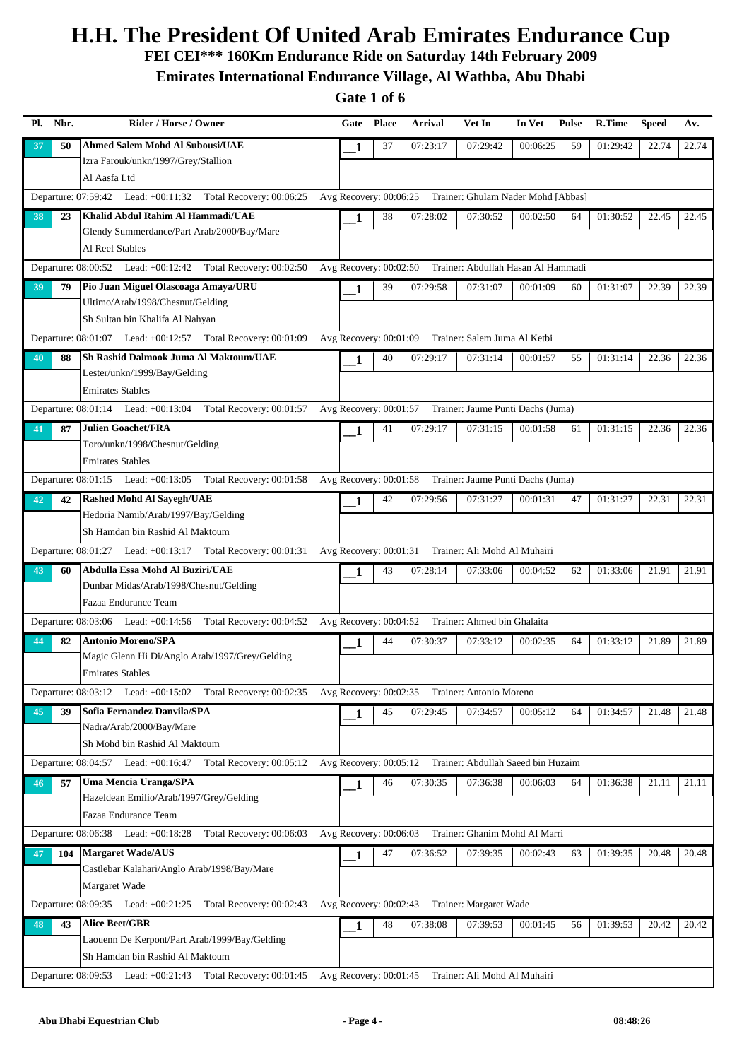# H.H. The President Of United Arab Emirates Endurance Cup

## FEI CEI*** 160Km Endurance Ride on Saturday 14th February 2009

## Emirates International Endurance Village, Al Wathba, Abu Dhabi

### Gate 1 of 6

| Pl. | Nbr. | Rider / Horse / Owner | Gate | Place | Arrival | Vet In | In Vet | Pulse | R.Time | Speed | Av. |
|---|---|---|---|---|---|---|---|---|---|---|---|
| 37 | 50 | **Ahmed Salem Mohd Al Subousi/UAE**<br>Izra Farouk/unkn/1997/Grey/Stallion<br>Al Aasfa Ltd | 1 | 37 | 07:23:17 | 07:29:42 | 00:06:25 | 59 | 01:29:42 | 22.74 | 22.74 |
| | | Departure: 07:59:42 Lead: +00:11:32 Total Recovery: 00:06:25 | Avg Recovery: 00:06:25 | | Trainer: Ghulam Nader Mohd [Abbas] | | | | | | |
| 38 | 23 | **Khalid Abdul Rahim Al Hammadi/UAE**<br>Glendy Summerdance/Part Arab/2000/Bay/Mare<br>Al Reef Stables | 1 | 38 | 07:28:02 | 07:30:52 | 00:02:50 | 64 | 01:30:52 | 22.45 | 22.45 |
| | | Departure: 08:00:52 Lead: +00:12:42 Total Recovery: 00:02:50 | Avg Recovery: 00:02:50 | | Trainer: Abdullah Hasan Al Hammadi | | | | | | |
| 39 | 79 | **Pio Juan Miguel Olascoaga Amaya/URU**<br>Ultimo/Arab/1998/Chesnut/Gelding<br>Sh Sultan bin Khalifa Al Nahyan | 1 | 39 | 07:29:58 | 07:31:07 | 00:01:09 | 60 | 01:31:07 | 22.39 | 22.39 |
| | | Departure: 08:01:07 Lead: +00:12:57 Total Recovery: 00:01:09 | Avg Recovery: 00:01:09 | | Trainer: Salem Juma Al Ketbi | | | | | | |
| 40 | 88 | **Sh Rashid Dalmook Juma Al Maktoum/UAE**<br>Lester/unkn/1999/Bay/Gelding<br>Emirates Stables | 1 | 40 | 07:29:17 | 07:31:14 | 00:01:57 | 55 | 01:31:14 | 22.36 | 22.36 |
| | | Departure: 08:01:14 Lead: +00:13:04 Total Recovery: 00:01:57 | Avg Recovery: 00:01:57 | | Trainer: Jaume Punti Dachs (Juma) | | | | | | |
| 41 | 87 | **Julien Goachet/FRA**<br>Toro/unkn/1998/Chesnut/Gelding<br>Emirates Stables | 1 | 41 | 07:29:17 | 07:31:15 | 00:01:58 | 61 | 01:31:15 | 22.36 | 22.36 |
| | | Departure: 08:01:15 Lead: +00:13:05 Total Recovery: 00:01:58 | Avg Recovery: 00:01:58 | | Trainer: Jaume Punti Dachs (Juma) | | | | | | |
| 42 | 42 | **Rashed Mohd Al Sayegh/UAE**<br>Hedoria Namib/Arab/1997/Bay/Gelding<br>Sh Hamdan bin Rashid Al Maktoum | 1 | 42 | 07:29:56 | 07:31:27 | 00:01:31 | 47 | 01:31:27 | 22.31 | 22.31 |
| | | Departure: 08:01:27 Lead: +00:13:17 Total Recovery: 00:01:31 | Avg Recovery: 00:01:31 | | Trainer: Ali Mohd Al Muhairi | | | | | | |
| 43 | 60 | **Abdulla Essa Mohd Al Buziri/UAE**<br>Dunbar Midas/Arab/1998/Chesnut/Gelding<br>Fazaa Endurance Team | 1 | 43 | 07:28:14 | 07:33:06 | 00:04:52 | 62 | 01:33:06 | 21.91 | 21.91 |
| | | Departure: 08:03:06 Lead: +00:14:56 Total Recovery: 00:04:52 | Avg Recovery: 00:04:52 | | Trainer: Ahmed bin Ghalaita | | | | | | |
| 44 | 82 | **Antonio Moreno/SPA**<br>Magic Glenn Hi Di/Anglo Arab/1997/Grey/Gelding<br>Emirates Stables | 1 | 44 | 07:30:37 | 07:33:12 | 00:02:35 | 64 | 01:33:12 | 21.89 | 21.89 |
| | | Departure: 08:03:12 Lead: +00:15:02 Total Recovery: 00:02:35 | Avg Recovery: 00:02:35 | | Trainer: Antonio Moreno | | | | | | |
| 45 | 39 | **Sofia Fernandez Danvila/SPA**<br>Nadra/Arab/2000/Bay/Mare<br>Sh Mohd bin Rashid Al Maktoum | 1 | 45 | 07:29:45 | 07:34:57 | 00:05:12 | 64 | 01:34:57 | 21.48 | 21.48 |
| | | Departure: 08:04:57 Lead: +00:16:47 Total Recovery: 00:05:12 | Avg Recovery: 00:05:12 | | Trainer: Abdullah Saeed bin Huzaim | | | | | | |
| 46 | 57 | **Uma Mencia Uranga/SPA**<br>Hazeldean Emilio/Arab/1997/Grey/Gelding<br>Fazaa Endurance Team | 1 | 46 | 07:30:35 | 07:36:38 | 00:06:03 | 64 | 01:36:38 | 21.11 | 21.11 |
| | | Departure: 08:06:38 Lead: +00:18:28 Total Recovery: 00:06:03 | Avg Recovery: 00:06:03 | | Trainer: Ghanim Mohd Al Marri | | | | | | |
| 47 | 104 | **Margaret Wade/AUS**<br>Castlebar Kalahari/Anglo Arab/1998/Bay/Mare<br>Margaret Wade | 1 | 47 | 07:36:52 | 07:39:35 | 00:02:43 | 63 | 01:39:35 | 20.48 | 20.48 |
| | | Departure: 08:09:35 Lead: +00:21:25 Total Recovery: 00:02:43 | Avg Recovery: 00:02:43 | | Trainer: Margaret Wade | | | | | | |
| 48 | 43 | **Alice Beet/GBR**<br>Laouenn De Kerpont/Part Arab/1999/Bay/Gelding<br>Sh Hamdan bin Rashid Al Maktoum | 1 | 48 | 07:38:08 | 07:39:53 | 00:01:45 | 56 | 01:39:53 | 20.42 | 20.42 |
| | | Departure: 08:09:53 Lead: +00:21:43 Total Recovery: 00:01:45 | Avg Recovery: 00:01:45 | | Trainer: Ali Mohd Al Muhairi | | | | | | |

Abu Dhabi Equestrian Club — 08:48:26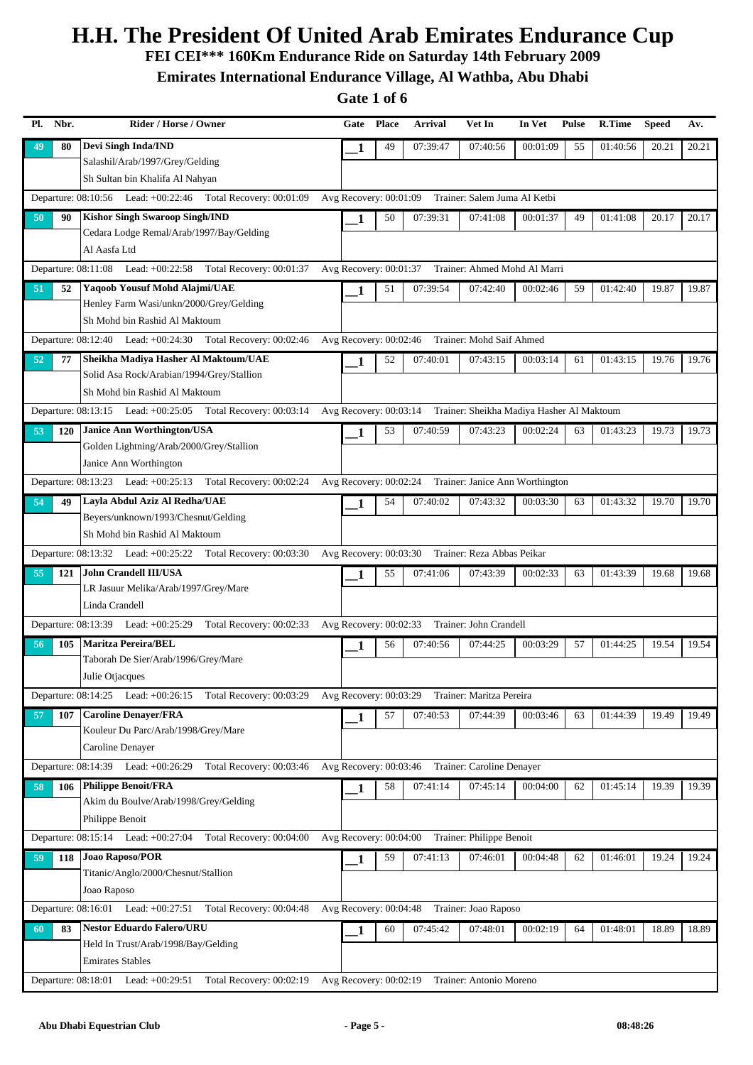# H.H. The President Of United Arab Emirates Endurance Cup

## FEI CEI*** 160Km Endurance Ride on Saturday 14th February 2009

## Emirates International Endurance Village, Al Wathba, Abu Dhabi

### Gate 1 of 6

| Pl. | Nbr. | Rider / Horse / Owner | Gate | Place | Arrival | Vet In | In Vet | Pulse | R.Time | Speed | Av. |
|---|---|---|---|---|---|---|---|---|---|---|---|
| 49 | 80 | **Devi Singh Inda/IND**<br>Salashil/Arab/1997/Grey/Gelding<br>Sh Sultan bin Khalifa Al Nahyan | 1 | 49 | 07:39:47 | 07:40:56 | 00:01:09 | 55 | 01:40:56 | 20.21 | 20.21 |
| | | Departure: 08:10:56 Lead: +00:22:46 Total Recovery: 00:01:09 | Avg Recovery: 00:01:09 | | Trainer: Salem Juma Al Ketbi | | | | | | |
| 50 | 90 | **Kishor Singh Swaroop Singh/IND**<br>Cedara Lodge Remal/Arab/1997/Bay/Gelding<br>Al Aasfa Ltd | 1 | 50 | 07:39:31 | 07:41:08 | 00:01:37 | 49 | 01:41:08 | 20.17 | 20.17 |
| | | Departure: 08:11:08 Lead: +00:22:58 Total Recovery: 00:01:37 | Avg Recovery: 00:01:37 | | Trainer: Ahmed Mohd Al Marri | | | | | | |
| 51 | 52 | **Yaqoob Yousuf Mohd Alajmi/UAE**<br>Henley Farm Wasi/unkn/2000/Grey/Gelding<br>Sh Mohd bin Rashid Al Maktoum | 1 | 51 | 07:39:54 | 07:42:40 | 00:02:46 | 59 | 01:42:40 | 19.87 | 19.87 |
| | | Departure: 08:12:40 Lead: +00:24:30 Total Recovery: 00:02:46 | Avg Recovery: 00:02:46 | | Trainer: Mohd Saif Ahmed | | | | | | |
| 52 | 77 | **Sheikha Madiya Hasher Al Maktoum/UAE**<br>Solid Asa Rock/Arabian/1994/Grey/Stallion<br>Sh Mohd bin Rashid Al Maktoum | 1 | 52 | 07:40:01 | 07:43:15 | 00:03:14 | 61 | 01:43:15 | 19.76 | 19.76 |
| | | Departure: 08:13:15 Lead: +00:25:05 Total Recovery: 00:03:14 | Avg Recovery: 00:03:14 | | Trainer: Sheikha Madiya Hasher Al Maktoum | | | | | | |
| 53 | 120 | **Janice Ann Worthington/USA**<br>Golden Lightning/Arab/2000/Grey/Stallion<br>Janice Ann Worthington | 1 | 53 | 07:40:59 | 07:43:23 | 00:02:24 | 63 | 01:43:23 | 19.73 | 19.73 |
| | | Departure: 08:13:23 Lead: +00:25:13 Total Recovery: 00:02:24 | Avg Recovery: 00:02:24 | | Trainer: Janice Ann Worthington | | | | | | |
| 54 | 49 | **Layla Abdul Aziz Al Redha/UAE**<br>Beyers/unknown/1993/Chesnut/Gelding<br>Sh Mohd bin Rashid Al Maktoum | 1 | 54 | 07:40:02 | 07:43:32 | 00:03:30 | 63 | 01:43:32 | 19.70 | 19.70 |
| | | Departure: 08:13:32 Lead: +00:25:22 Total Recovery: 00:03:30 | Avg Recovery: 00:03:30 | | Trainer: Reza Abbas Peikar | | | | | | |
| 55 | 121 | **John Crandell III/USA**<br>LR Jasuur Melika/Arab/1997/Grey/Mare<br>Linda Crandell | 1 | 55 | 07:41:06 | 07:43:39 | 00:02:33 | 63 | 01:43:39 | 19.68 | 19.68 |
| | | Departure: 08:13:39 Lead: +00:25:29 Total Recovery: 00:02:33 | Avg Recovery: 00:02:33 | | Trainer: John Crandell | | | | | | |
| 56 | 105 | **Maritza Pereira/BEL**<br>Taborah De Sier/Arab/1996/Grey/Mare<br>Julie Otjacques | 1 | 56 | 07:40:56 | 07:44:25 | 00:03:29 | 57 | 01:44:25 | 19.54 | 19.54 |
| | | Departure: 08:14:25 Lead: +00:26:15 Total Recovery: 00:03:29 | Avg Recovery: 00:03:29 | | Trainer: Maritza Pereira | | | | | | |
| 57 | 107 | **Caroline Denayer/FRA**<br>Kouleur Du Parc/Arab/1998/Grey/Mare<br>Caroline Denayer | 1 | 57 | 07:40:53 | 07:44:39 | 00:03:46 | 63 | 01:44:39 | 19.49 | 19.49 |
| | | Departure: 08:14:39 Lead: +00:26:29 Total Recovery: 00:03:46 | Avg Recovery: 00:03:46 | | Trainer: Caroline Denayer | | | | | | |
| 58 | 106 | **Philippe Benoit/FRA**<br>Akim du Boulve/Arab/1998/Grey/Gelding<br>Philippe Benoit | 1 | 58 | 07:41:14 | 07:45:14 | 00:04:00 | 62 | 01:45:14 | 19.39 | 19.39 |
| | | Departure: 08:15:14 Lead: +00:27:04 Total Recovery: 00:04:00 | Avg Recovery: 00:04:00 | | Trainer: Philippe Benoit | | | | | | |
| 59 | 118 | **Joao Raposo/POR**<br>Titanic/Anglo/2000/Chesnut/Stallion<br>Joao Raposo | 1 | 59 | 07:41:13 | 07:46:01 | 00:04:48 | 62 | 01:46:01 | 19.24 | 19.24 |
| | | Departure: 08:16:01 Lead: +00:27:51 Total Recovery: 00:04:48 | Avg Recovery: 00:04:48 | | Trainer: Joao Raposo | | | | | | |
| 60 | 83 | **Nestor Eduardo Falero/URU**<br>Held In Trust/Arab/1998/Bay/Gelding<br>Emirates Stables | 1 | 60 | 07:45:42 | 07:48:01 | 00:02:19 | 64 | 01:48:01 | 18.89 | 18.89 |
| | | Departure: 08:18:01 Lead: +00:29:51 Total Recovery: 00:02:19 | Avg Recovery: 00:02:19 | | Trainer: Antonio Moreno | | | | | | |

Abu Dhabi Equestrian Club — 08:48:26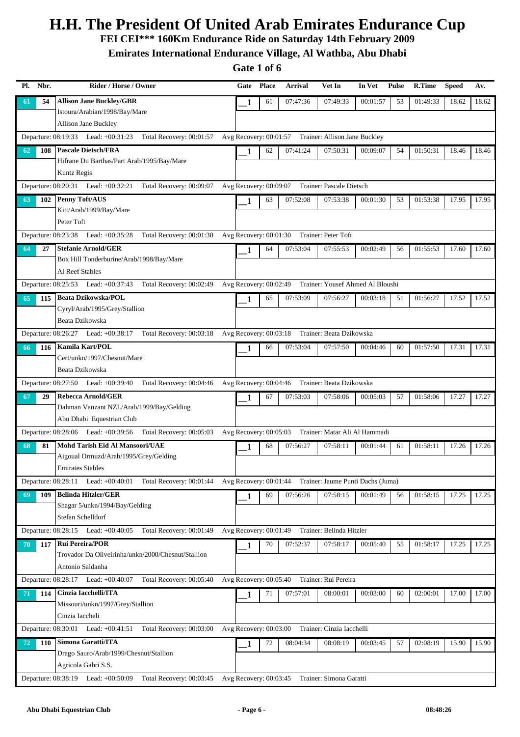# H.H. The President Of United Arab Emirates Endurance Cup

## FEI CEI*** 160Km Endurance Ride on Saturday 14th February 2009

## Emirates International Endurance Village, Al Wathba, Abu Dhabi

### Gate 1 of 6

| Pl. | Nbr. | Rider / Horse / Owner | Gate | Place | Arrival | Vet In | In Vet | Pulse | R.Time | Speed | Av. |
|---|---|---|---|---|---|---|---|---|---|---|---|
| 61 | 54 | **Allison Jane Buckley/GBR**<br>Istoura/Arabian/1998/Bay/Mare<br>Allison Jane Buckley | 1 | 61 | 07:47:36 | 07:49:33 | 00:01:57 | 53 | 01:49:33 | 18.62 | 18.62 |
| | | Departure: 08:19:33 Lead: +00:31:23 Total Recovery: 00:01:57 | Avg Recovery: 00:01:57 | | Trainer: Allison Jane Buckley | | | | | | |
| 62 | 108 | **Pascale Dietsch/FRA**<br>Hifrane Du Barthas/Part Arab/1995/Bay/Mare<br>Kuntz Regis | 1 | 62 | 07:41:24 | 07:50:31 | 00:09:07 | 54 | 01:50:31 | 18.46 | 18.46 |
| | | Departure: 08:20:31 Lead: +00:32:21 Total Recovery: 00:09:07 | Avg Recovery: 00:09:07 | | Trainer: Pascale Dietsch | | | | | | |
| 63 | 102 | **Penny Toft/AUS**<br>Kitt/Arab/1999/Bay/Mare<br>Peter Toft | 1 | 63 | 07:52:08 | 07:53:38 | 00:01:30 | 53 | 01:53:38 | 17.95 | 17.95 |
| | | Departure: 08:23:38 Lead: +00:35:28 Total Recovery: 00:01:30 | Avg Recovery: 00:01:30 | | Trainer: Peter Toft | | | | | | |
| 64 | 27 | **Stefanie Arnold/GER**<br>Box Hill Tonderburine/Arab/1998/Bay/Mare<br>Al Reef Stables | 1 | 64 | 07:53:04 | 07:55:53 | 00:02:49 | 56 | 01:55:53 | 17.60 | 17.60 |
| | | Departure: 08:25:53 Lead: +00:37:43 Total Recovery: 00:02:49 | Avg Recovery: 00:02:49 | | Trainer: Yousef Ahmed Al Bloushi | | | | | | |
| 65 | 115 | **Beata Dzikowska/POL**<br>Cyryl/Arab/1995/Grey/Stallion<br>Beata Dzikowska | 1 | 65 | 07:53:09 | 07:56:27 | 00:03:18 | 51 | 01:56:27 | 17.52 | 17.52 |
| | | Departure: 08:26:27 Lead: +00:38:17 Total Recovery: 00:03:18 | Avg Recovery: 00:03:18 | | Trainer: Beata Dzikowska | | | | | | |
| 66 | 116 | **Kamila Kart/POL**<br>Cert/unkn/1997/Chesnut/Mare<br>Beata Dzikowska | 1 | 66 | 07:53:04 | 07:57:50 | 00:04:46 | 60 | 01:57:50 | 17.31 | 17.31 |
| | | Departure: 08:27:50 Lead: +00:39:40 Total Recovery: 00:04:46 | Avg Recovery: 00:04:46 | | Trainer: Beata Dzikowska | | | | | | |
| 67 | 29 | **Rebecca Arnold/GER**<br>Dahman Vanzant NZL/Arab/1999/Bay/Gelding<br>Abu Dhabi Equestrian Club | 1 | 67 | 07:53:03 | 07:58:06 | 00:05:03 | 57 | 01:58:06 | 17.27 | 17.27 |
| | | Departure: 08:28:06 Lead: +00:39:56 Total Recovery: 00:05:03 | Avg Recovery: 00:05:03 | | Trainer: Matar Ali Al Hammadi | | | | | | |
| 68 | 81 | **Mohd Tarish Eid Al Mansoori/UAE**<br>Aigoual Ormuzd/Arab/1995/Grey/Gelding<br>Emirates Stables | 1 | 68 | 07:56:27 | 07:58:11 | 00:01:44 | 61 | 01:58:11 | 17.26 | 17.26 |
| | | Departure: 08:28:11 Lead: +00:40:01 Total Recovery: 00:01:44 | Avg Recovery: 00:01:44 | | Trainer: Jaume Punti Dachs (Juma) | | | | | | |
| 69 | 109 | **Belinda Hitzler/GER**<br>Shagar 5/unkn/1994/Bay/Gelding<br>Stefan Schelldorf | 1 | 69 | 07:56:26 | 07:58:15 | 00:01:49 | 56 | 01:58:15 | 17.25 | 17.25 |
| | | Departure: 08:28:15 Lead: +00:40:05 Total Recovery: 00:01:49 | Avg Recovery: 00:01:49 | | Trainer: Belinda Hitzler | | | | | | |
| 70 | 117 | **Rui Pereira/POR**<br>Trovador Da Oliveirinha/unkn/2000/Chesnut/Stallion<br>Antonio Saldanha | 1 | 70 | 07:52:37 | 07:58:17 | 00:05:40 | 55 | 01:58:17 | 17.25 | 17.25 |
| | | Departure: 08:28:17 Lead: +00:40:07 Total Recovery: 00:05:40 | Avg Recovery: 00:05:40 | | Trainer: Rui Pereira | | | | | | |
| 71 | 114 | **Cinzia Iacchelli/ITA**<br>Missouri/unkn/1997/Grey/Stallion<br>Cinzia Iaccheli | 1 | 71 | 07:57:01 | 08:00:01 | 00:03:00 | 60 | 02:00:01 | 17.00 | 17.00 |
| | | Departure: 08:30:01 Lead: +00:41:51 Total Recovery: 00:03:00 | Avg Recovery: 00:03:00 | | Trainer: Cinzia Iacchelli | | | | | | |
| 72 | 110 | **Simona Garatti/ITA**<br>Drago Sauro/Arab/1999/Chesnut/Stallion<br>Agricola Gabri S.S. | 1 | 72 | 08:04:34 | 08:08:19 | 00:03:45 | 57 | 02:08:19 | 15.90 | 15.90 |
| | | Departure: 08:38:19 Lead: +00:50:09 Total Recovery: 00:03:45 | Avg Recovery: 00:03:45 | | Trainer: Simona Garatti | | | | | | |

Abu Dhabi Equestrian Club 08:48:26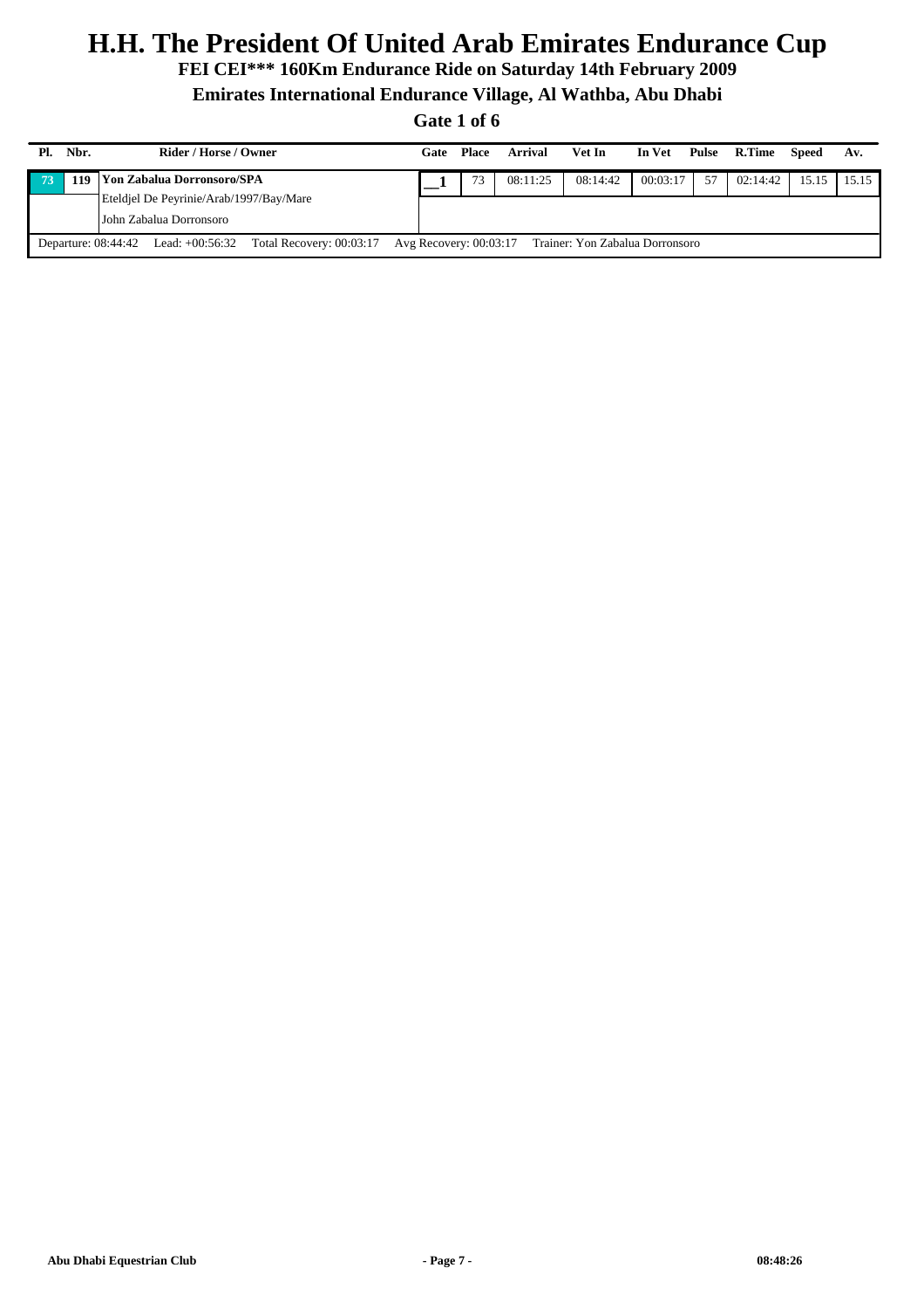# H.H. The President Of United Arab Emirates Endurance Cup

**FEI CEI\*\*\* 160Km Endurance Ride on Saturday 14th February 2009**

**Emirates International Endurance Village, Al Wathba, Abu Dhabi**

**Gate 1 of 6**

| Pl. | Nbr. | Rider / Horse / Owner | Gate | Place | Arrival | Vet In | In Vet | Pulse | R.Time | Speed | Av. |
|---|---|---|---|---|---|---|---|---|---|---|---|
| 73 | 119 | **Yon Zabalua Dorronsoro/SPA**<br>Eteldjel De Peyrinie/Arab/1997/Bay/Mare<br>John Zabalua Dorronsoro | 1 | 73 | 08:11:25 | 08:14:42 | 00:03:17 | 57 | 02:14:42 | 15.15 | 15.15 |
| Departure: 08:44:42 | Lead: +00:56:32 | Total Recovery: 00:03:17 | Avg Recovery: 00:03:17 | Trainer: Yon Zabalua Dorronsoro | | | | | | | |

Abu Dhabi Equestrian Club

08:48:26